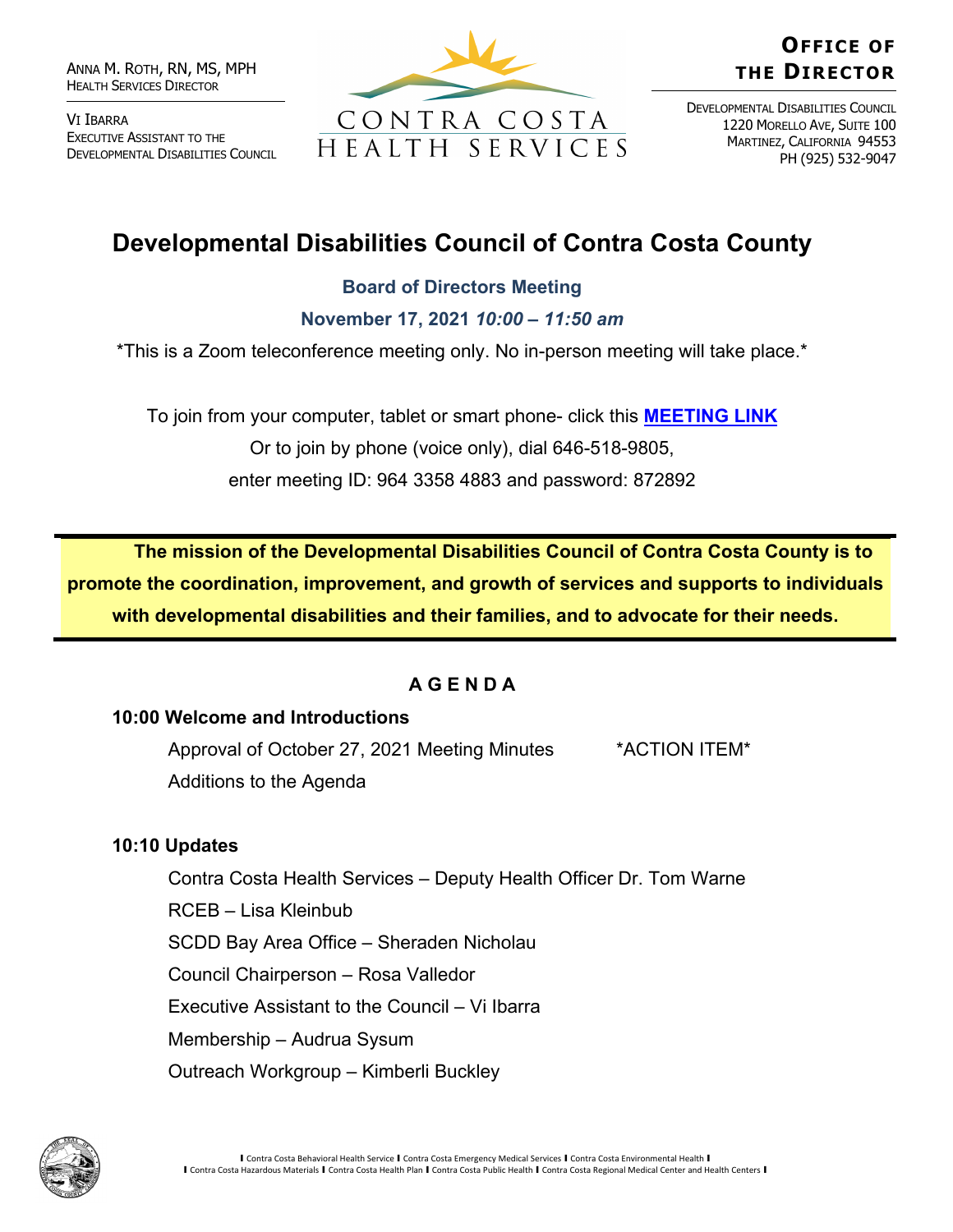ANNA M. ROTH, RN, MS, MPH
HEALTH SERVICES DIRECTOR

VI IBARRA
EXECUTIVE ASSISTANT TO THE
DEVELOPMENTAL DISABILITIES COUNCIL

CONTRA COSTA
HEALTH SERVICES

**OFFICE OF THE DIRECTOR**

DEVELOPMENTAL DISABILITIES COUNCIL
1220 MORELLO AVE, SUITE 100
MARTINEZ, CALIFORNIA 94553
PH (925) 532-9047

# Developmental Disabilities Council of Contra Costa County

## Board of Directors Meeting

**November 17, 2021** ***10:00 – 11:50 am***

*This is a Zoom teleconference meeting only. No in-person meeting will take place.*

To join from your computer, tablet or smart phone- click this **MEETING LINK**
Or to join by phone (voice only), dial 646-518-9805,
enter meeting ID: 964 3358 4883 and password: 872892

**The mission of the Developmental Disabilities Council of Contra Costa County is to promote the coordination, improvement, and growth of services and supports to individuals with developmental disabilities and their families, and to advocate for their needs.**

## A G E N D A

**10:00 Welcome and Introductions**

- Approval of October 27, 2021 Meeting Minutes *ACTION ITEM*
- Additions to the Agenda

**10:10 Updates**

- Contra Costa Health Services – Deputy Health Officer Dr. Tom Warne
- RCEB – Lisa Kleinbub
- SCDD Bay Area Office – Sheraden Nicholau
- Council Chairperson – Rosa Valledor
- Executive Assistant to the Council – Vi Ibarra
- Membership – Audrua Sysum
- Outreach Workgroup – Kimberli Buckley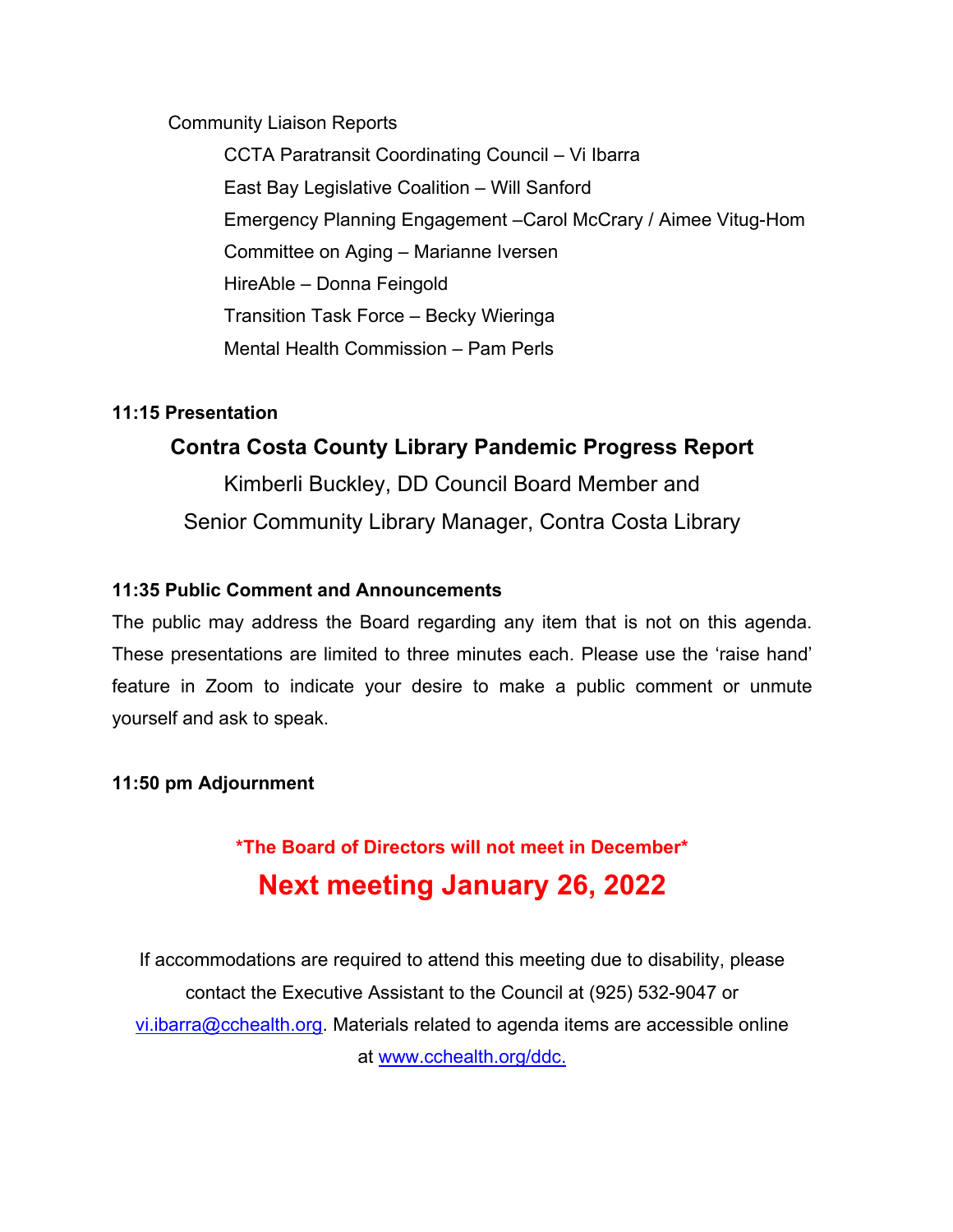Community Liaison Reports

- CCTA Paratransit Coordinating Council – Vi Ibarra
- East Bay Legislative Coalition – Will Sanford
- Emergency Planning Engagement –Carol McCrary / Aimee Vitug-Hom
- Committee on Aging – Marianne Iversen
- HireAble – Donna Feingold
- Transition Task Force – Becky Wieringa
- Mental Health Commission – Pam Perls

**11:15 Presentation**

**Contra Costa County Library Pandemic Progress Report**

Kimberli Buckley, DD Council Board Member and

Senior Community Library Manager, Contra Costa Library

**11:35 Public Comment and Announcements**

The public may address the Board regarding any item that is not on this agenda. These presentations are limited to three minutes each. Please use the 'raise hand' feature in Zoom to indicate your desire to make a public comment or unmute yourself and ask to speak.

**11:50 pm Adjournment**

**\*The Board of Directors will not meet in December\***

## Next meeting January 26, 2022

If accommodations are required to attend this meeting due to disability, please contact the Executive Assistant to the Council at (925) 532-9047 or vi.ibarra@cchealth.org. Materials related to agenda items are accessible online at www.cchealth.org/ddc.